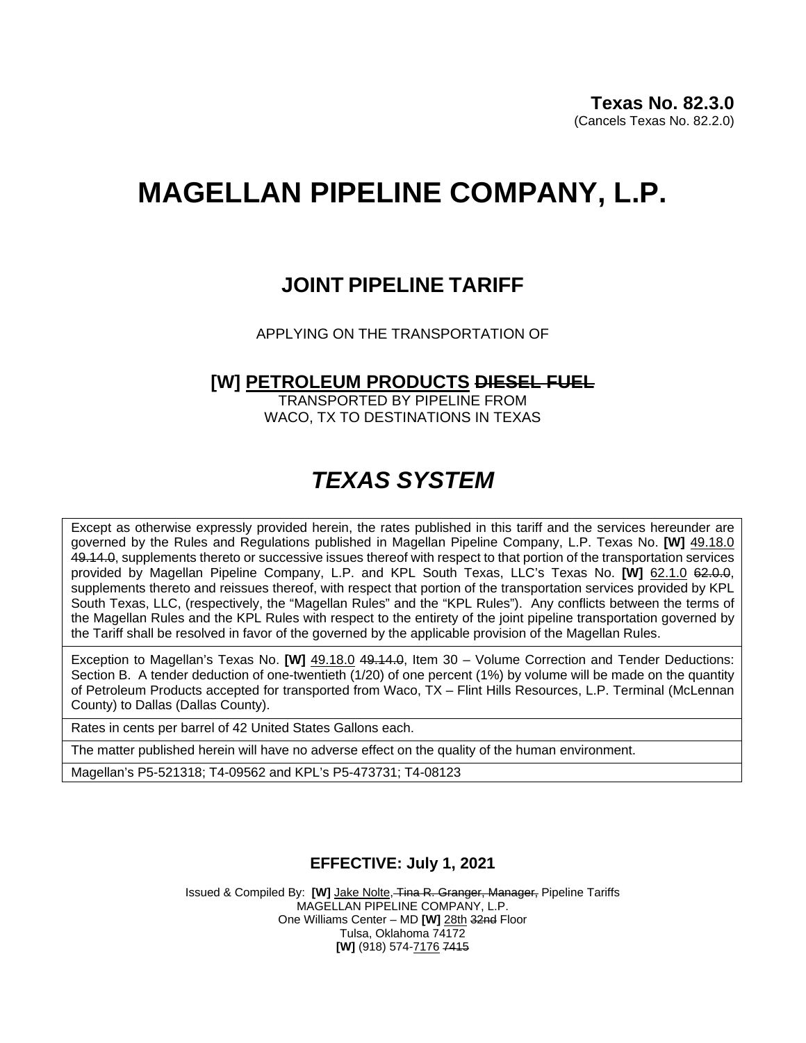**Texas No. 82.3.0**
(Cancels Texas No. 82.2.0)

# MAGELLAN PIPELINE COMPANY, L.P.

## JOINT PIPELINE TARIFF

APPLYING ON THE TRANSPORTATION OF

**[W] PETROLEUM PRODUCTS ~~DIESEL FUEL~~**
TRANSPORTED BY PIPELINE FROM
WACO, TX TO DESTINATIONS IN TEXAS

# *TEXAS SYSTEM*

| Except as otherwise expressly provided herein, the rates published in this tariff and the services hereunder are governed by the Rules and Regulations published in Magellan Pipeline Company, L.P. Texas No. **[W]** 49.18.0 ~~49.14.0~~, supplements thereto or successive issues thereof with respect to that portion of the transportation services provided by Magellan Pipeline Company, L.P. and KPL South Texas, LLC's Texas No. **[W]** 62.1.0 ~~62.0.0~~, supplements thereto and reissues thereof, with respect that portion of the transportation services provided by KPL South Texas, LLC, (respectively, the "Magellan Rules" and the "KPL Rules"). Any conflicts between the terms of the Magellan Rules and the KPL Rules with respect to the entirety of the joint pipeline transportation governed by the Tariff shall be resolved in favor of the governed by the applicable provision of the Magellan Rules. |
|---|
| Exception to Magellan's Texas No. **[W]** 49.18.0 ~~49.14.0~~, Item 30 – Volume Correction and Tender Deductions: Section B. A tender deduction of one-twentieth (1/20) of one percent (1%) by volume will be made on the quantity of Petroleum Products accepted for transported from Waco, TX – Flint Hills Resources, L.P. Terminal (McLennan County) to Dallas (Dallas County). |
| Rates in cents per barrel of 42 United States Gallons each. |
| The matter published herein will have no adverse effect on the quality of the human environment. |
| Magellan's P5-521318; T4-09562 and KPL's P5-473731; T4-08123 |

**EFFECTIVE: July 1, 2021**

Issued & Compiled By: **[W]** Jake Nolte, ~~Tina R. Granger, Manager,~~ Pipeline Tariffs
MAGELLAN PIPELINE COMPANY, L.P.
One Williams Center – MD **[W]** 28th ~~32nd~~ Floor
Tulsa, Oklahoma 74172
**[W]** (918) 574-7176 ~~7415~~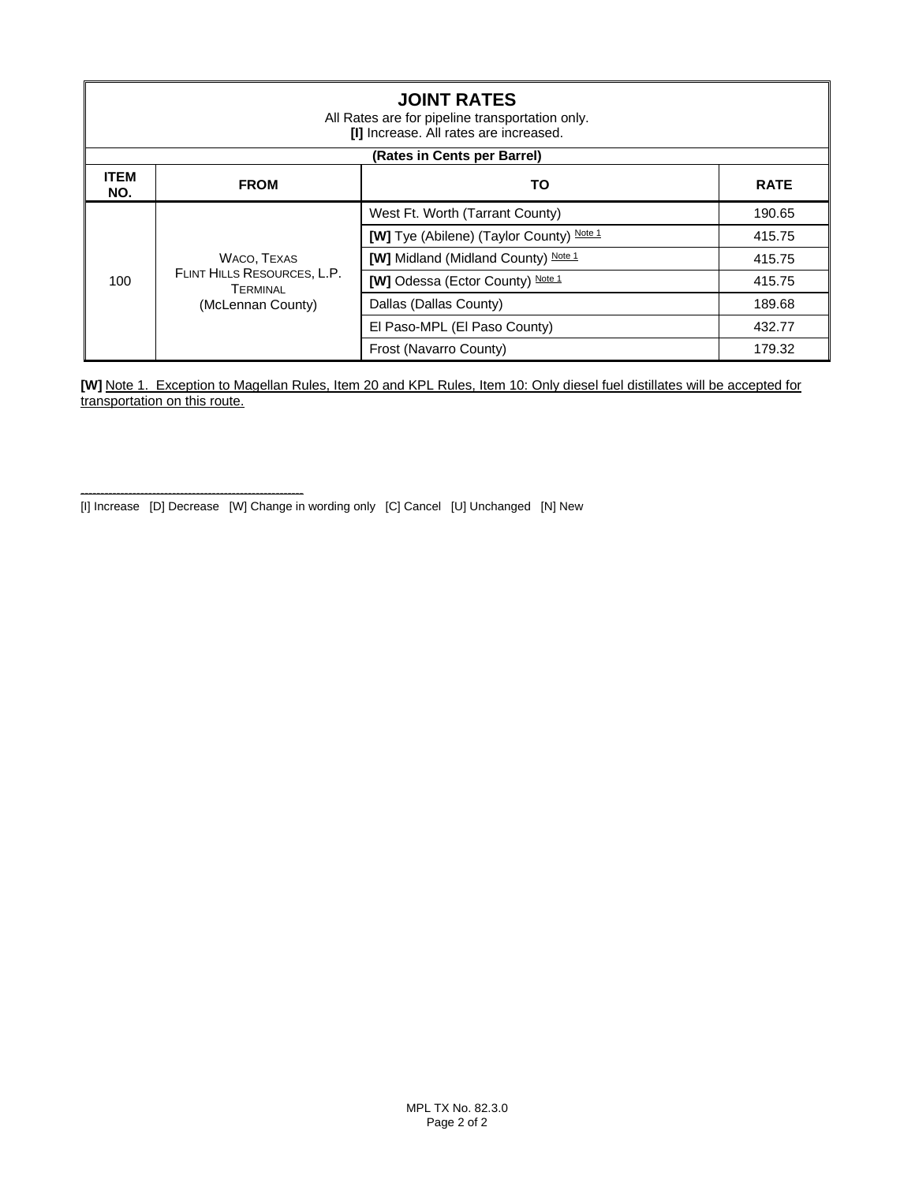## JOINT RATES

All Rates are for pipeline transportation only.
**[I]** Increase. All rates are increased.

**(Rates in Cents per Barrel)**

| ITEM NO. | FROM | TO | RATE |
|---|---|---|---|
| 100 | WACO, TEXAS FLINT HILLS RESOURCES, L.P. TERMINAL (McLennan County) | West Ft. Worth (Tarrant County) | 190.65 |
| | | **[W]** Tye (Abilene) (Taylor County) Note 1 | 415.75 |
| | | **[W]** Midland (Midland County) Note 1 | 415.75 |
| | | **[W]** Odessa (Ector County) Note 1 | 415.75 |
| | | Dallas (Dallas County) | 189.68 |
| | | El Paso-MPL (El Paso County) | 432.77 |
| | | Frost (Navarro County) | 179.32 |

**[W]** Note 1. Exception to Magellan Rules, Item 20 and KPL Rules, Item 10: Only diesel fuel distillates will be accepted for transportation on this route.

---

[I] Increase [D] Decrease [W] Change in wording only [C] Cancel [U] Unchanged [N] New

MPL TX No. 82.3.0